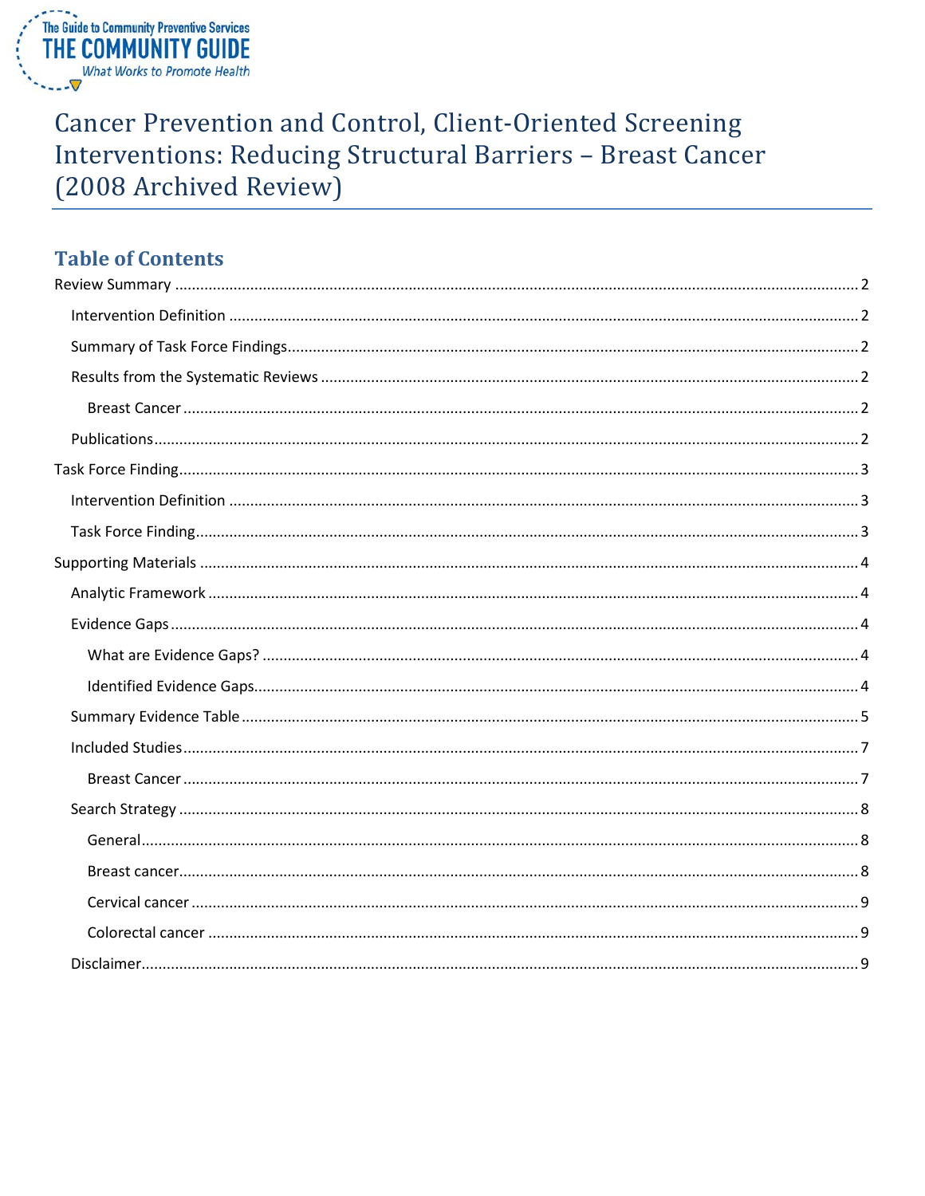The Guide to Community Preventive Services
THE COMMUNITY GUIDE
*What Works to Promote Health*

# Cancer Prevention and Control, Client-Oriented Screening Interventions: Reducing Structural Barriers – Breast Cancer (2008 Archived Review)

## Table of Contents

- Review Summary ........ 2
  - Intervention Definition ........ 2
  - Summary of Task Force Findings ........ 2
  - Results from the Systematic Reviews ........ 2
    - Breast Cancer ........ 2
  - Publications ........ 2
- Task Force Finding ........ 3
  - Intervention Definition ........ 3
  - Task Force Finding ........ 3
- Supporting Materials ........ 4
  - Analytic Framework ........ 4
  - Evidence Gaps ........ 4
    - What are Evidence Gaps? ........ 4
    - Identified Evidence Gaps ........ 4
  - Summary Evidence Table ........ 5
  - Included Studies ........ 7
    - Breast Cancer ........ 7
  - Search Strategy ........ 8
    - General ........ 8
    - Breast cancer ........ 8
    - Cervical cancer ........ 9
    - Colorectal cancer ........ 9
  - Disclaimer ........ 9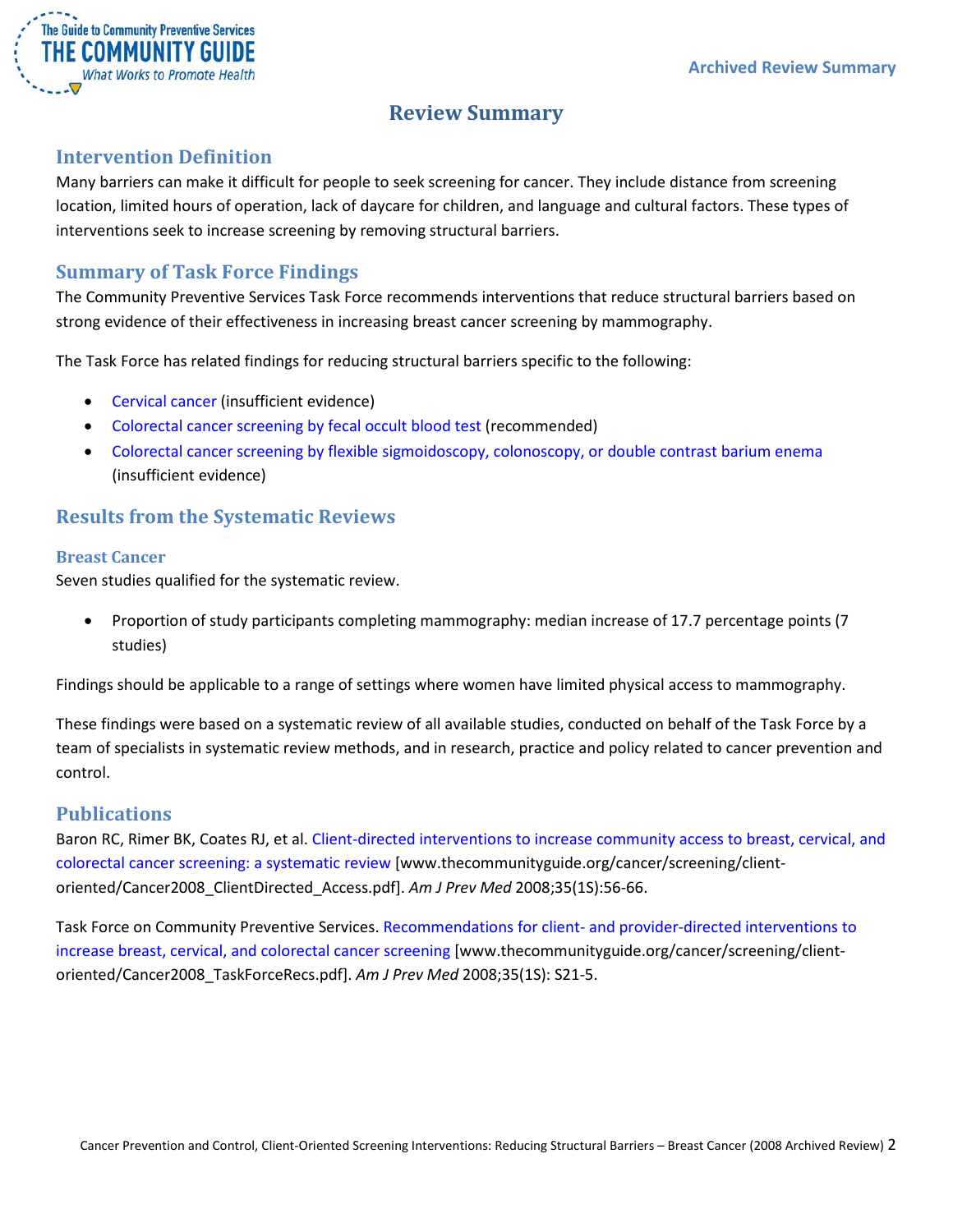# Review Summary

## Intervention Definition

Many barriers can make it difficult for people to seek screening for cancer. They include distance from screening location, limited hours of operation, lack of daycare for children, and language and cultural factors. These types of interventions seek to increase screening by removing structural barriers.

## Summary of Task Force Findings

The Community Preventive Services Task Force recommends interventions that reduce structural barriers based on strong evidence of their effectiveness in increasing breast cancer screening by mammography.

The Task Force has related findings for reducing structural barriers specific to the following:

- Cervical cancer (insufficient evidence)
- Colorectal cancer screening by fecal occult blood test (recommended)
- Colorectal cancer screening by flexible sigmoidoscopy, colonoscopy, or double contrast barium enema (insufficient evidence)

## Results from the Systematic Reviews

### Breast Cancer

Seven studies qualified for the systematic review.

- Proportion of study participants completing mammography: median increase of 17.7 percentage points (7 studies)

Findings should be applicable to a range of settings where women have limited physical access to mammography.

These findings were based on a systematic review of all available studies, conducted on behalf of the Task Force by a team of specialists in systematic review methods, and in research, practice and policy related to cancer prevention and control.

## Publications

Baron RC, Rimer BK, Coates RJ, et al. Client-directed interventions to increase community access to breast, cervical, and colorectal cancer screening: a systematic review [www.thecommunityguide.org/cancer/screening/client-oriented/Cancer2008_ClientDirected_Access.pdf]. *Am J Prev Med* 2008;35(1S):56-66.

Task Force on Community Preventive Services. Recommendations for client- and provider-directed interventions to increase breast, cervical, and colorectal cancer screening [www.thecommunityguide.org/cancer/screening/client-oriented/Cancer2008_TaskForceRecs.pdf]. *Am J Prev Med* 2008;35(1S): S21-5.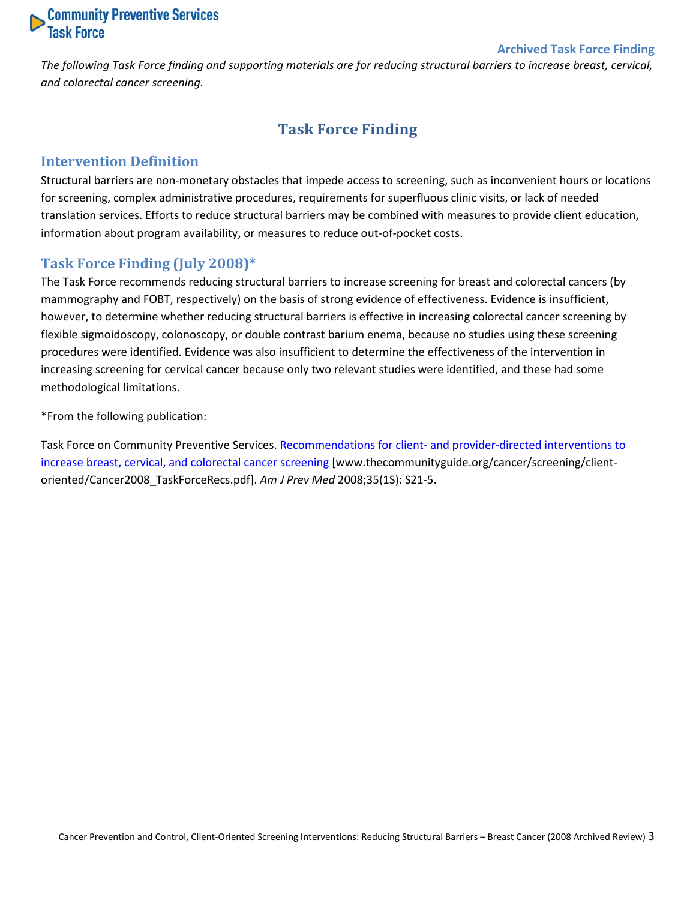**Archived Task Force Finding**

*The following Task Force finding and supporting materials are for reducing structural barriers to increase breast, cervical, and colorectal cancer screening.*

# Task Force Finding

## Intervention Definition

Structural barriers are non-monetary obstacles that impede access to screening, such as inconvenient hours or locations for screening, complex administrative procedures, requirements for superfluous clinic visits, or lack of needed translation services. Efforts to reduce structural barriers may be combined with measures to provide client education, information about program availability, or measures to reduce out-of-pocket costs.

## Task Force Finding (July 2008)*

The Task Force recommends reducing structural barriers to increase screening for breast and colorectal cancers (by mammography and FOBT, respectively) on the basis of strong evidence of effectiveness. Evidence is insufficient, however, to determine whether reducing structural barriers is effective in increasing colorectal cancer screening by flexible sigmoidoscopy, colonoscopy, or double contrast barium enema, because no studies using these screening procedures were identified. Evidence was also insufficient to determine the effectiveness of the intervention in increasing screening for cervical cancer because only two relevant studies were identified, and these had some methodological limitations.

*From the following publication:

Task Force on Community Preventive Services. Recommendations for client- and provider-directed interventions to increase breast, cervical, and colorectal cancer screening [www.thecommunityguide.org/cancer/screening/client-oriented/Cancer2008_TaskForceRecs.pdf]. *Am J Prev Med* 2008;35(1S): S21-5.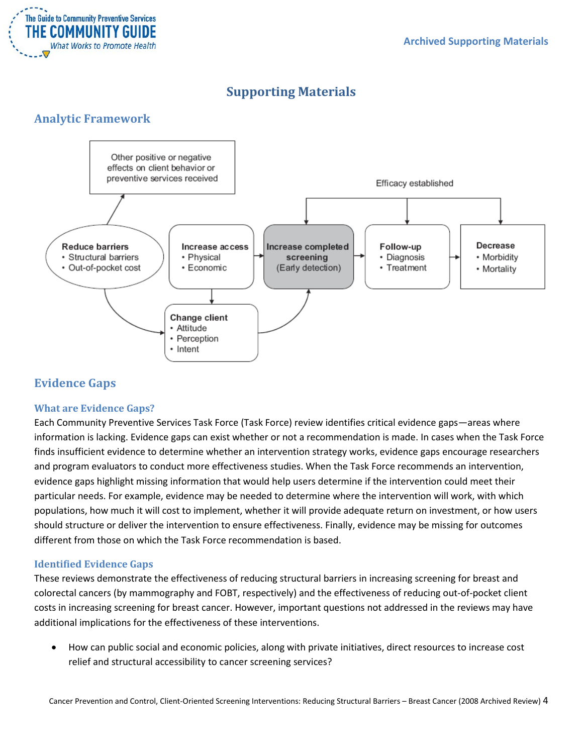# Supporting Materials

## Analytic Framework

Other positive or negative effects on client behavior or preventive services received

Efficacy established

**Reduce barriers**
- Structural barriers
- Out-of-pocket cost

**Increase access**
- Physical
- Economic

**Increase completed screening**
(Early detection)

**Follow-up**
- Diagnosis
- Treatment

**Decrease**
- Morbidity
- Mortality

**Change client**
- Attitude
- Perception
- Intent

## Evidence Gaps

### What are Evidence Gaps?

Each Community Preventive Services Task Force (Task Force) review identifies critical evidence gaps—areas where information is lacking. Evidence gaps can exist whether or not a recommendation is made. In cases when the Task Force finds insufficient evidence to determine whether an intervention strategy works, evidence gaps encourage researchers and program evaluators to conduct more effectiveness studies. When the Task Force recommends an intervention, evidence gaps highlight missing information that would help users determine if the intervention could meet their particular needs. For example, evidence may be needed to determine where the intervention will work, with which populations, how much it will cost to implement, whether it will provide adequate return on investment, or how users should structure or deliver the intervention to ensure effectiveness. Finally, evidence may be missing for outcomes different from those on which the Task Force recommendation is based.

### Identified Evidence Gaps

These reviews demonstrate the effectiveness of reducing structural barriers in increasing screening for breast and colorectal cancers (by mammography and FOBT, respectively) and the effectiveness of reducing out-of-pocket client costs in increasing screening for breast cancer. However, important questions not addressed in the reviews may have additional implications for the effectiveness of these interventions.

- How can public social and economic policies, along with private initiatives, direct resources to increase cost relief and structural accessibility to cancer screening services?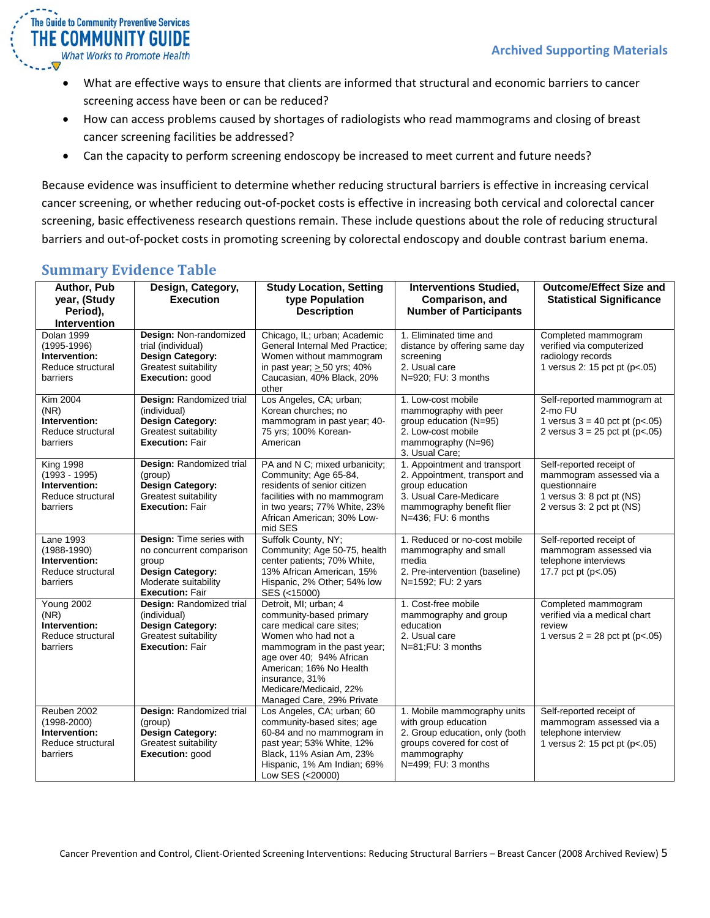- What are effective ways to ensure that clients are informed that structural and economic barriers to cancer screening access have been or can be reduced?
- How can access problems caused by shortages of radiologists who read mammograms and closing of breast cancer screening facilities be addressed?
- Can the capacity to perform screening endoscopy be increased to meet current and future needs?

Because evidence was insufficient to determine whether reducing structural barriers is effective in increasing cervical cancer screening, or whether reducing out-of-pocket costs is effective in increasing both cervical and colorectal cancer screening, basic effectiveness research questions remain. These include questions about the role of reducing structural barriers and out-of-pocket costs in promoting screening by colorectal endoscopy and double contrast barium enema.

## Summary Evidence Table

| Author, Pub year, (Study Period), Intervention | Design, Category, Execution | Study Location, Setting type Population Description | Interventions Studied, Comparison, and Number of Participants | Outcome/Effect Size and Statistical Significance |
|---|---|---|---|---|
| Dolan 1999 (1995-1996) **Intervention:** Reduce structural barriers | **Design:** Non-randomized trial (individual) **Design Category:** Greatest suitability **Execution:** good | Chicago, IL; urban; Academic General Internal Med Practice; Women without mammogram in past year; ≥ 50 yrs; 40% Caucasian, 40% Black, 20% other | 1. Eliminated time and distance by offering same day screening 2. Usual care N=920; FU: 3 months | Completed mammogram verified via computerized radiology records 1 versus 2: 15 pct pt (p<.05) |
| Kim 2004 (NR) **Intervention:** Reduce structural barriers | **Design:** Randomized trial (individual) **Design Category:** Greatest suitability **Execution:** Fair | Los Angeles, CA; urban; Korean churches; no mammogram in past year; 40-75 yrs; 100% Korean-American | 1. Low-cost mobile mammography with peer group education (N=95) 2. Low-cost mobile mammography (N=96) 3. Usual Care; | Self-reported mammogram at 2-mo FU 1 versus 3 = 40 pct pt (p<.05) 2 versus 3 = 25 pct pt (p<.05) |
| King 1998 (1993 - 1995) **Intervention:** Reduce structural barriers | **Design:** Randomized trial (group) **Design Category:** Greatest suitability **Execution:** Fair | PA and N C; mixed urbanicity; Community; Age 65-84, residents of senior citizen facilities with no mammogram in two years; 77% White, 23% African American; 30% Low-mid SES | 1. Appointment and transport 2. Appointment, transport and group education 3. Usual Care-Medicare mammography benefit flier N=436; FU: 6 months | Self-reported receipt of mammogram assessed via a questionnaire 1 versus 3: 8 pct pt (NS) 2 versus 3: 2 pct pt (NS) |
| Lane 1993 (1988-1990) **Intervention:** Reduce structural barriers | **Design:** Time series with no concurrent comparison group **Design Category:** Moderate suitability **Execution:** Fair | Suffolk County, NY; Community; Age 50-75, health center patients; 70% White, 13% African American, 15% Hispanic, 2% Other; 54% low SES (<15000) | 1. Reduced or no-cost mobile mammography and small media 2. Pre-intervention (baseline) N=1592; FU: 2 years | Self-reported receipt of mammogram assessed via telephone interviews 17.7 pct pt (p<.05) |
| Young 2002 (NR) **Intervention:** Reduce structural barriers | **Design:** Randomized trial (individual) **Design Category:** Greatest suitability **Execution:** Fair | Detroit, MI; urban; 4 community-based primary care medical care sites; Women who had not a mammogram in the past year; age over 40; 94% African American; 16% No Health insurance, 31% Medicare/Medicaid, 22% Managed Care, 29% Private | 1. Cost-free mobile mammography and group education 2. Usual care N=81;FU: 3 months | Completed mammogram verified via a medical chart review 1 versus 2 = 28 pct pt (p<.05) |
| Reuben 2002 (1998-2000) **Intervention:** Reduce structural barriers | **Design:** Randomized trial (group) **Design Category:** Greatest suitability **Execution:** good | Los Angeles, CA; urban; 60 community-based sites; age 60-84 and no mammogram in past year; 53% White, 12% Black, 11% Asian Am, 23% Hispanic, 1% Am Indian; 69% Low SES (<20000) | 1. Mobile mammography units with group education 2. Group education, only (both groups covered for cost of mammography N=499; FU: 3 months | Self-reported receipt of mammogram assessed via a telephone interview 1 versus 2: 15 pct pt (p<.05) |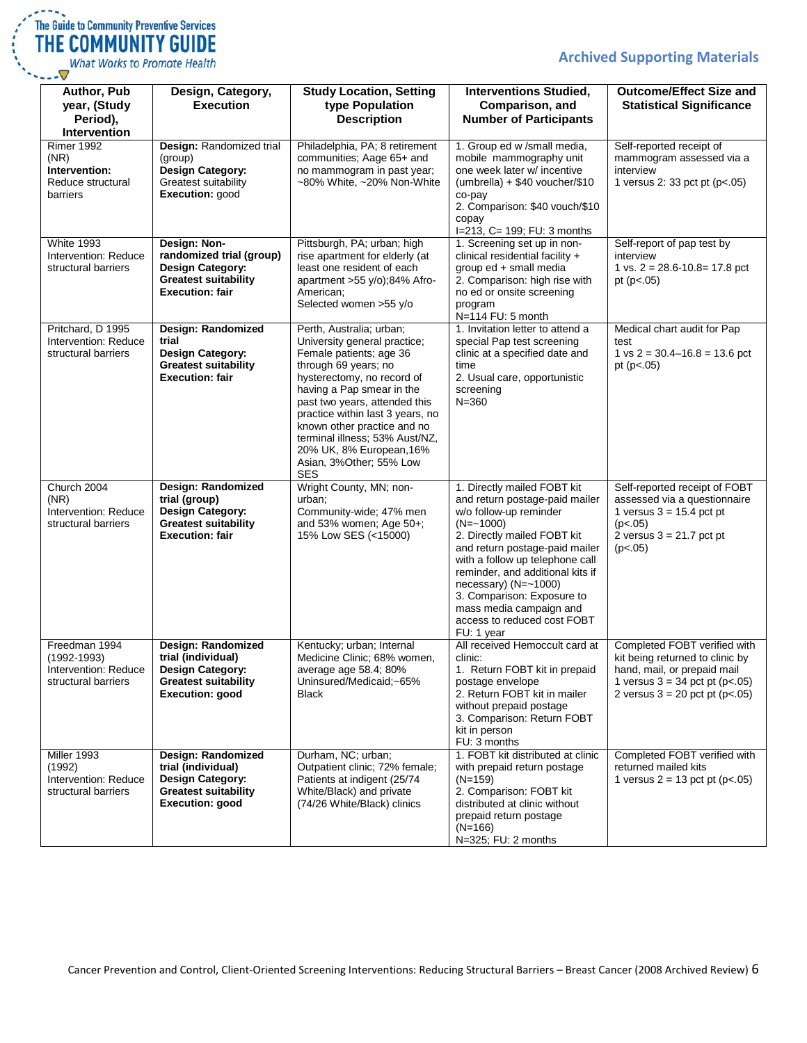| Author, Pub year, (Study Period), Intervention | Design, Category, Execution | Study Location, Setting type Population Description | Interventions Studied, Comparison, and Number of Participants | Outcome/Effect Size and Statistical Significance |
|---|---|---|---|---|
| Rimer 1992 (NR) **Intervention:** Reduce structural barriers | **Design:** Randomized trial (group) **Design Category:** Greatest suitability **Execution:** good | Philadelphia, PA; 8 retirement communities; Aage 65+ and no mammogram in past year; ~80% White, ~20% Non-White | 1. Group ed w /small media, mobile mammography unit one week later w/ incentive (umbrella) + $40 voucher/$10 co-pay 2. Comparison: $40 vouch/$10 copay I=213, C= 199; FU: 3 months | Self-reported receipt of mammogram assessed via a interview 1 versus 2: 33 pct pt (p<.05) |
| White 1993 Intervention: Reduce structural barriers | **Design: Non-randomized trial (group) Design Category: Greatest suitability Execution: fair** | Pittsburgh, PA; urban; high rise apartment for elderly (at least one resident of each apartment >55 y/o);84% Afro-American; Selected women >55 y/o | 1. Screening set up in non-clinical residential facility + group ed + small media 2. Comparison: high rise with no ed or onsite screening program N=114 FU: 5 month | Self-report of pap test by interview 1 vs. 2 = 28.6-10.8= 17.8 pct pt (p<.05) |
| Pritchard, D 1995 Intervention: Reduce structural barriers | **Design: Randomized trial Design Category: Greatest suitability Execution: fair** | Perth, Australia; urban; University general practice; Female patients; age 36 through 69 years; no hysterectomy, no record of having a Pap smear in the past two years, attended this practice within last 3 years, no known other practice and no terminal illness; 53% Aust/NZ, 20% UK, 8% European,16% Asian, 3%Other; 55% Low SES | 1. Invitation letter to attend a special Pap test screening clinic at a specified date and time 2. Usual care, opportunistic screening N=360 | Medical chart audit for Pap test 1 vs 2 = 30.4–16.8 = 13.6 pct pt (p<.05) |
| Church 2004 (NR) Intervention: Reduce structural barriers | **Design: Randomized trial (group) Design Category: Greatest suitability Execution: fair** | Wright County, MN; non-urban; Community-wide; 47% men and 53% women; Age 50+; 15% Low SES (<15000) | 1. Directly mailed FOBT kit and return postage-paid mailer w/o follow-up reminder (N=~1000) 2. Directly mailed FOBT kit and return postage-paid mailer with a follow up telephone call reminder, and additional kits if necessary) (N=~1000) 3. Comparison: Exposure to mass media campaign and access to reduced cost FOBT FU: 1 year | Self-reported receipt of FOBT assessed via a questionnaire 1 versus 3 = 15.4 pct pt (p<.05) 2 versus 3 = 21.7 pct pt (p<.05) |
| Freedman 1994 (1992-1993) Intervention: Reduce structural barriers | **Design: Randomized trial (individual) Design Category: Greatest suitability Execution: good** | Kentucky; urban; Internal Medicine Clinic; 68% women, average age 58.4; 80% Uninsured/Medicaid;~65% Black | All received Hemoccult card at clinic: 1. Return FOBT kit in prepaid postage envelope 2. Return FOBT kit in mailer without prepaid postage 3. Comparison: Return FOBT kit in person FU: 3 months | Completed FOBT verified with kit being returned to clinic by hand, mail, or prepaid mail 1 versus 3 = 34 pct pt (p<.05) 2 versus 3 = 20 pct pt (p<.05) |
| Miller 1993 (1992) Intervention: Reduce structural barriers | **Design: Randomized trial (individual) Design Category: Greatest suitability Execution: good** | Durham, NC; urban; Outpatient clinic; 72% female; Patients at indigent (25/74 White/Black) and private (74/26 White/Black) clinics | 1. FOBT kit distributed at clinic with prepaid return postage (N=159) 2. Comparison: FOBT kit distributed at clinic without prepaid return postage (N=166) N=325; FU: 2 months | Completed FOBT verified with returned mailed kits 1 versus 2 = 13 pct pt (p<.05) |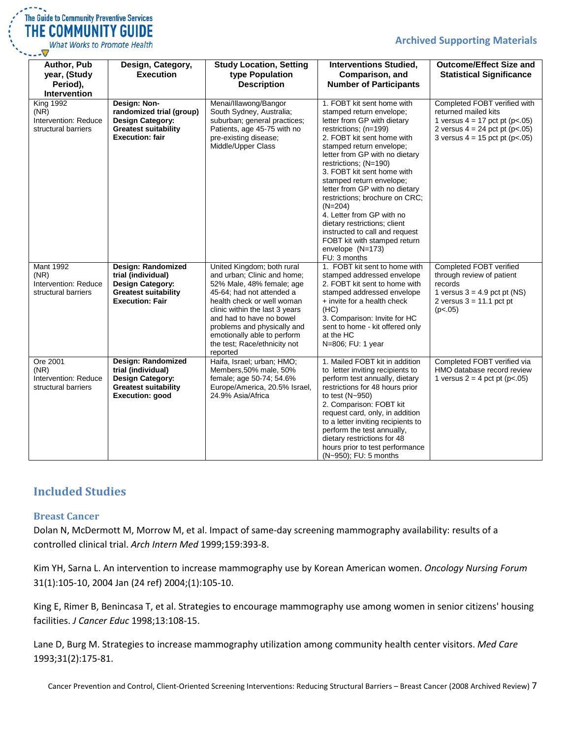| Author, Pub year, (Study Period), Intervention | Design, Category, Execution | Study Location, Setting type Population Description | Interventions Studied, Comparison, and Number of Participants | Outcome/Effect Size and Statistical Significance |
|---|---|---|---|---|
| King 1992 (NR) Intervention: Reduce structural barriers | **Design: Non-randomized trial (group) Design Category: Greatest suitability Execution: fair** | Menai/Illawong/Bangor South Sydney, Australia; suburban; general practices; Patients, age 45-75 with no pre-existing disease; Middle/Upper Class | 1. FOBT kit sent home with stamped return envelope; letter from GP with dietary restrictions; (n=199) 2. FOBT kit sent home with stamped return envelope; letter from GP with no dietary restrictions; (N=190) 3. FOBT kit sent home with stamped return envelope; letter from GP with no dietary restrictions; brochure on CRC; (N=204) 4. Letter from GP with no dietary restrictions; client instructed to call and request FOBT kit with stamped return envelope (N=173) FU: 3 months | Completed FOBT verified with returned mailed kits 1 versus 4 = 17 pct pt (p<.05) 2 versus 4 = 24 pct pt (p<.05) 3 versus 4 = 15 pct pt (p<.05) |
| Mant 1992 (NR) Intervention: Reduce structural barriers | **Design: Randomized trial (individual) Design Category: Greatest suitability Execution: Fair** | United Kingdom; both rural and urban; Clinic and home; 52% Male, 48% female; age 45-64; had not attended a health check or well woman clinic within the last 3 years and had to have no bowel problems and physically and emotionally able to perform the test; Race/ethnicity not reported | 1. FOBT kit sent to home with stamped addressed envelope 2. FOBT kit sent to home with stamped addressed envelope + invite for a health check (HC) 3. Comparison: Invite for HC sent to home - kit offered only at the HC N=806; FU: 1 year | Completed FOBT verified through review of patient records 1 versus 3 = 4.9 pct pt (NS) 2 versus 3 = 11.1 pct pt (p<.05) |
| Ore 2001 (NR) Intervention: Reduce structural barriers | **Design: Randomized trial (individual) Design Category: Greatest suitability Execution: good** | Haifa, Israel; urban; HMO; Members,50% male, 50% female; age 50-74; 54.6% Europe/America, 20.5% Israel, 24.9% Asia/Africa | 1. Mailed FOBT kit in addition to letter inviting recipients to perform test annually, dietary restrictions for 48 hours prior to test (N~950) 2. Comparison: FOBT kit request card, only, in addition to a letter inviting recipients to perform the test annually, dietary restrictions for 48 hours prior to test performance (N~950); FU: 5 months | Completed FOBT verified via HMO database record review 1 versus 2 = 4 pct pt (p<.05) |

## Included Studies

### Breast Cancer

Dolan N, McDermott M, Morrow M, et al. Impact of same-day screening mammography availability: results of a controlled clinical trial. *Arch Intern Med* 1999;159:393-8.

Kim YH, Sarna L. An intervention to increase mammography use by Korean American women. *Oncology Nursing Forum* 31(1):105-10, 2004 Jan (24 ref) 2004;(1):105-10.

King E, Rimer B, Benincasa T, et al. Strategies to encourage mammography use among women in senior citizens' housing facilities. *J Cancer Educ* 1998;13:108-15.

Lane D, Burg M. Strategies to increase mammography utilization among community health center visitors. *Med Care* 1993;31(2):175-81.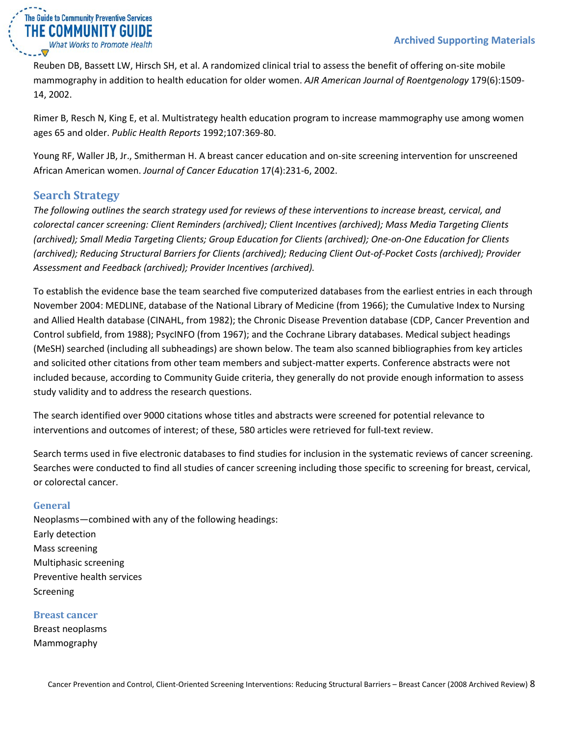Reuben DB, Bassett LW, Hirsch SH, et al. A randomized clinical trial to assess the benefit of offering on-site mobile mammography in addition to health education for older women. *AJR American Journal of Roentgenology* 179(6):1509-14, 2002.

Rimer B, Resch N, King E, et al. Multistrategy health education program to increase mammography use among women ages 65 and older. *Public Health Reports* 1992;107:369-80.

Young RF, Waller JB, Jr., Smitherman H. A breast cancer education and on-site screening intervention for unscreened African American women. *Journal of Cancer Education* 17(4):231-6, 2002.

## Search Strategy

*The following outlines the search strategy used for reviews of these interventions to increase breast, cervical, and colorectal cancer screening: Client Reminders (archived); Client Incentives (archived); Mass Media Targeting Clients (archived); Small Media Targeting Clients; Group Education for Clients (archived); One-on-One Education for Clients (archived); Reducing Structural Barriers for Clients (archived); Reducing Client Out-of-Pocket Costs (archived); Provider Assessment and Feedback (archived); Provider Incentives (archived).*

To establish the evidence base the team searched five computerized databases from the earliest entries in each through November 2004: MEDLINE, database of the National Library of Medicine (from 1966); the Cumulative Index to Nursing and Allied Health database (CINAHL, from 1982); the Chronic Disease Prevention database (CDP, Cancer Prevention and Control subfield, from 1988); PsycINFO (from 1967); and the Cochrane Library databases. Medical subject headings (MeSH) searched (including all subheadings) are shown below. The team also scanned bibliographies from key articles and solicited other citations from other team members and subject-matter experts. Conference abstracts were not included because, according to Community Guide criteria, they generally do not provide enough information to assess study validity and to address the research questions.

The search identified over 9000 citations whose titles and abstracts were screened for potential relevance to interventions and outcomes of interest; of these, 580 articles were retrieved for full-text review.

Search terms used in five electronic databases to find studies for inclusion in the systematic reviews of cancer screening. Searches were conducted to find all studies of cancer screening including those specific to screening for breast, cervical, or colorectal cancer.

### General

Neoplasms—combined with any of the following headings:
Early detection
Mass screening
Multiphasic screening
Preventive health services
Screening

### Breast cancer

Breast neoplasms
Mammography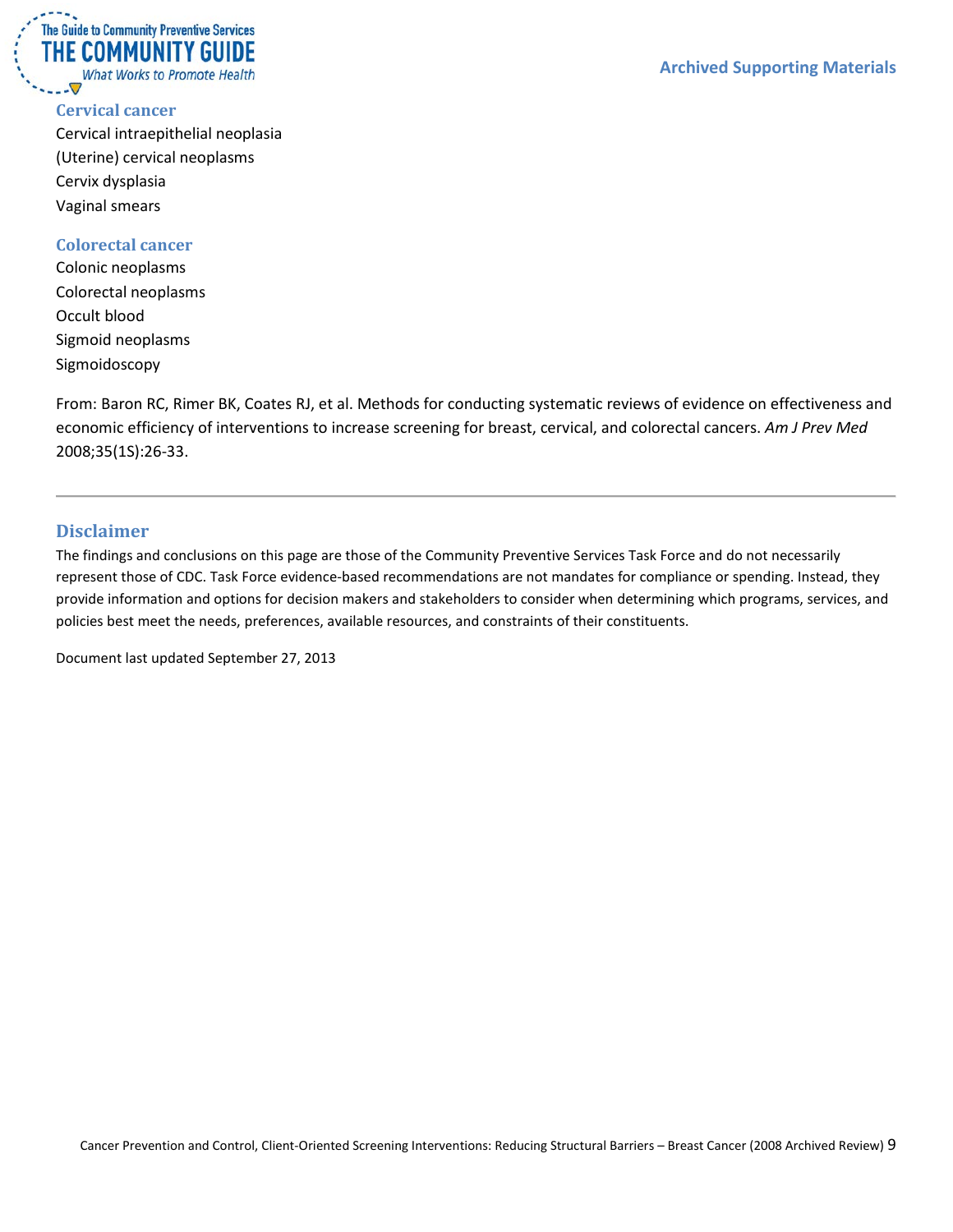### Cervical cancer

Cervical intraepithelial neoplasia
(Uterine) cervical neoplasms
Cervix dysplasia
Vaginal smears

### Colorectal cancer

Colonic neoplasms
Colorectal neoplasms
Occult blood
Sigmoid neoplasms
Sigmoidoscopy

From: Baron RC, Rimer BK, Coates RJ, et al. Methods for conducting systematic reviews of evidence on effectiveness and economic efficiency of interventions to increase screening for breast, cervical, and colorectal cancers. *Am J Prev Med* 2008;35(1S):26-33.

---

## Disclaimer

The findings and conclusions on this page are those of the Community Preventive Services Task Force and do not necessarily represent those of CDC. Task Force evidence-based recommendations are not mandates for compliance or spending. Instead, they provide information and options for decision makers and stakeholders to consider when determining which programs, services, and policies best meet the needs, preferences, available resources, and constraints of their constituents.

Document last updated September 27, 2013